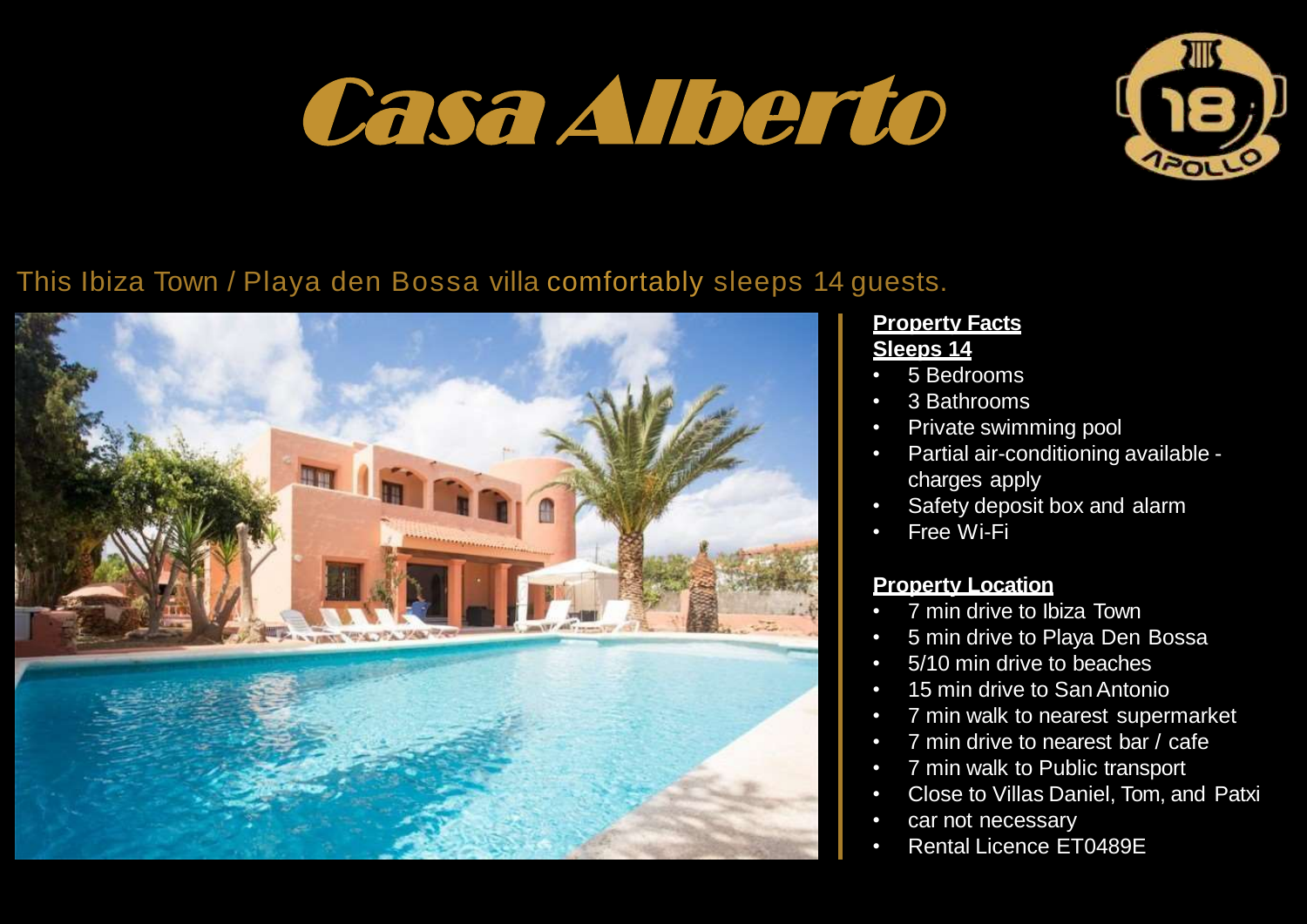# Casa Alberto

This Ibiza Town / Playa den Bossa villa comfortably sleeps 14 guests.

**Property Facts**
**Sleeps 14**

- 5 Bedrooms
- 3 Bathrooms
- Private swimming pool
- Partial air-conditioning available - charges apply
- Safety deposit box and alarm
- Free Wi-Fi

**Property Location**

- 7 min drive to Ibiza Town
- 5 min drive to Playa Den Bossa
- 5/10 min drive to beaches
- 15 min drive to San Antonio
- 7 min walk to nearest supermarket
- 7 min drive to nearest bar / cafe
- 7 min walk to Public transport
- Close to Villas Daniel, Tom, and Patxi
- car not necessary
- Rental Licence ET0489E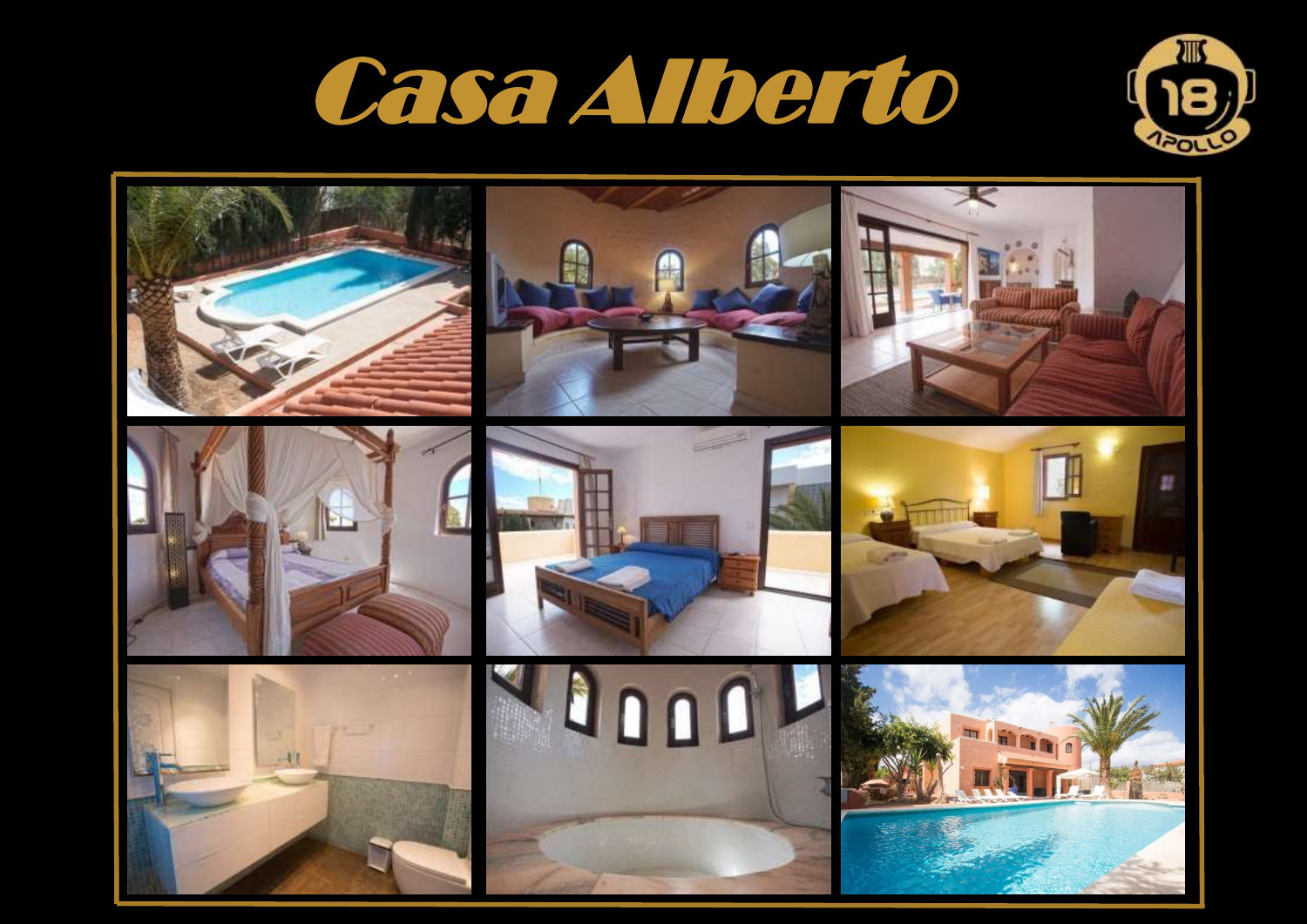# Casa Alberto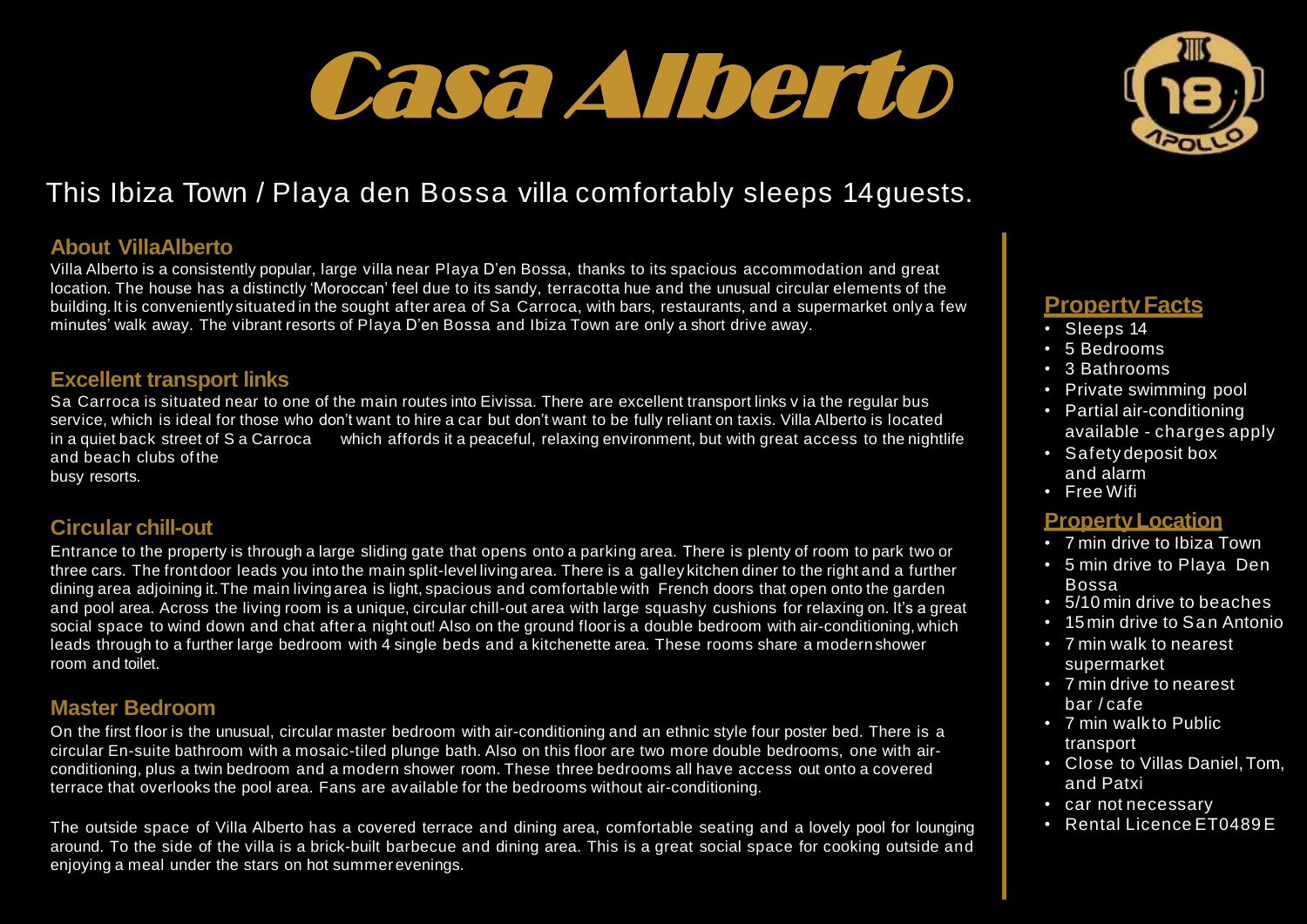# Casa Alberto

## This Ibiza Town / Playa den Bossa villa comfortably sleeps 14 guests.

### About VillaAlberto

Villa Alberto is a consistently popular, large villa near Playa D'en Bossa, thanks to its spacious accommodation and great location. The house has a distinctly 'Moroccan' feel due to its sandy, terracotta hue and the unusual circular elements of the building. It is conveniently situated in the sought after area of Sa Carroca, with bars, restaurants, and a supermarket only a few minutes' walk away. The vibrant resorts of Playa D'en Bossa and Ibiza Town are only a short drive away.

### Excellent transport links

Sa Carroca is situated near to one of the main routes into Eivissa. There are excellent transport links v ia the regular bus service, which is ideal for those who don't want to hire a car but don't want to be fully reliant on taxis. Villa Alberto is located in a quiet back street of S a Carroca which affords it a peaceful, relaxing environment, but with great access to the nightlife and beach clubs of the busy resorts.

### Circular chill-out

Entrance to the property is through a large sliding gate that opens onto a parking area. There is plenty of room to park two or three cars. The front door leads you into the main split-level living area. There is a galley kitchen diner to the right and a further dining area adjoining it. The main living area is light, spacious and comfortable with French doors that open onto the garden and pool area. Across the living room is a unique, circular chill-out area with large squashy cushions for relaxing on. It's a great social space to wind down and chat after a night out! Also on the ground floor is a double bedroom with air-conditioning, which leads through to a further large bedroom with 4 single beds and a kitchenette area. These rooms share a modern shower room and toilet.

### Master Bedroom

On the first floor is the unusual, circular master bedroom with air-conditioning and an ethnic style four poster bed. There is a circular En-suite bathroom with a mosaic-tiled plunge bath. Also on this floor are two more double bedrooms, one with air-conditioning, plus a twin bedroom and a modern shower room. These three bedrooms all have access out onto a covered terrace that overlooks the pool area. Fans are available for the bedrooms without air-conditioning.

The outside space of Villa Alberto has a covered terrace and dining area, comfortable seating and a lovely pool for lounging around. To the side of the villa is a brick-built barbecue and dining area. This is a great social space for cooking outside and enjoying a meal under the stars on hot summer evenings.

### Property Facts

- Sleeps 14
- 5 Bedrooms
- 3 Bathrooms
- Private swimming pool
- Partial air-conditioning available - charges apply
- Safety deposit box and alarm
- Free Wifi

### Property Location

- 7 min drive to Ibiza Town
- 5 min drive to Playa Den Bossa
- 5/10 min drive to beaches
- 15 min drive to San Antonio
- 7 min walk to nearest supermarket
- 7 min drive to nearest bar / cafe
- 7 min walk to Public transport
- Close to Villas Daniel, Tom, and Patxi
- car not necessary
- Rental Licence ET0489E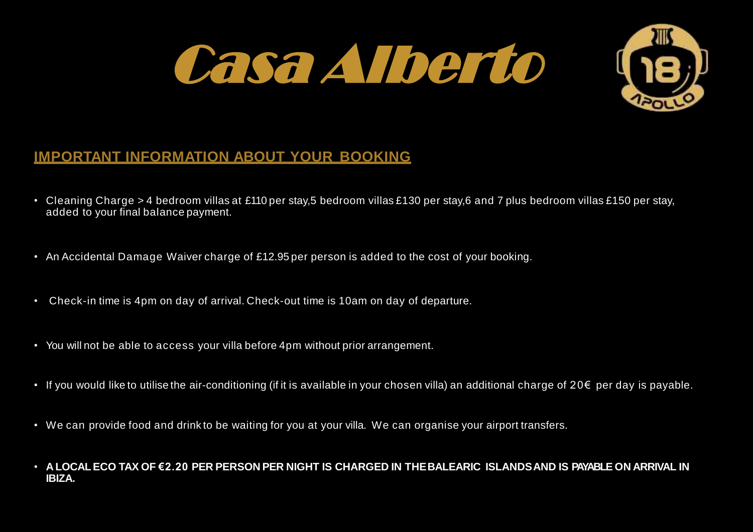# Casa Alberto

## IMPORTANT INFORMATION ABOUT YOUR BOOKING

- Cleaning Charge > 4 bedroom villas at £110 per stay,5 bedroom villas £130 per stay,6 and 7 plus bedroom villas £150 per stay, added to your final balance payment.
- An Accidental Damage Waiver charge of £12.95 per person is added to the cost of your booking.
- Check-in time is 4pm on day of arrival. Check-out time is 10am on day of departure.
- You will not be able to access your villa before 4pm without prior arrangement.
- If you would like to utilise the air-conditioning (if it is available in your chosen villa) an additional charge of 20€ per day is payable.
- We can provide food and drink to be waiting for you at your villa. We can organise your airport transfers.
- **A LOCAL ECO TAX OF €2.20 PER PERSON PER NIGHT IS CHARGED IN THE BALEARIC ISLANDS AND IS PAYABLE ON ARRIVAL IN IBIZA.**